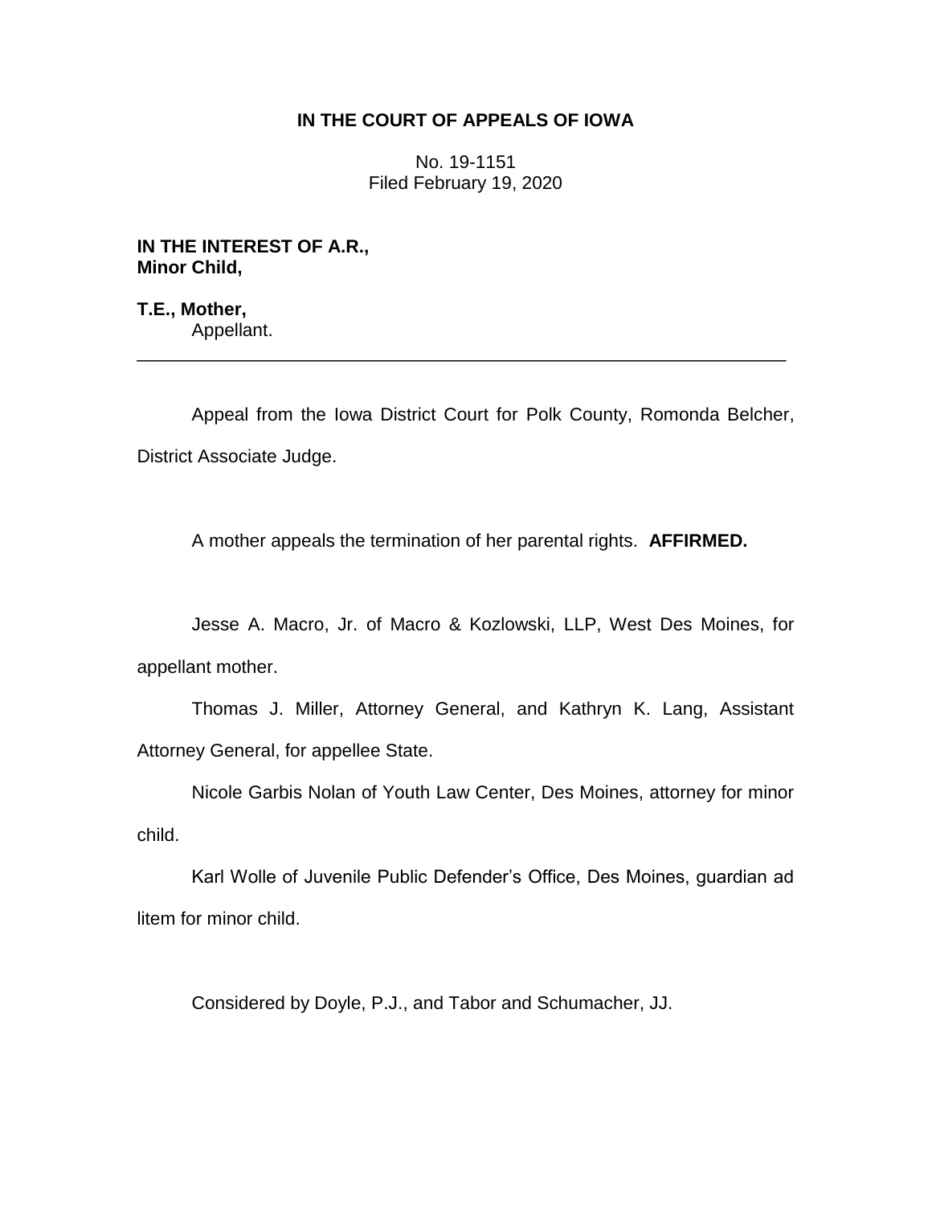# IN THE COURT OF APPEALS OF IOWA

No. 19-1151
Filed February 19, 2020

**IN THE INTEREST OF A.R.,**
**Minor Child,**

**T.E., Mother,**
Appellant.

---

Appeal from the Iowa District Court for Polk County, Romonda Belcher, District Associate Judge.

A mother appeals the termination of her parental rights. **AFFIRMED.**

Jesse A. Macro, Jr. of Macro & Kozlowski, LLP, West Des Moines, for appellant mother.

Thomas J. Miller, Attorney General, and Kathryn K. Lang, Assistant Attorney General, for appellee State.

Nicole Garbis Nolan of Youth Law Center, Des Moines, attorney for minor child.

Karl Wolle of Juvenile Public Defender's Office, Des Moines, guardian ad litem for minor child.

Considered by Doyle, P.J., and Tabor and Schumacher, JJ.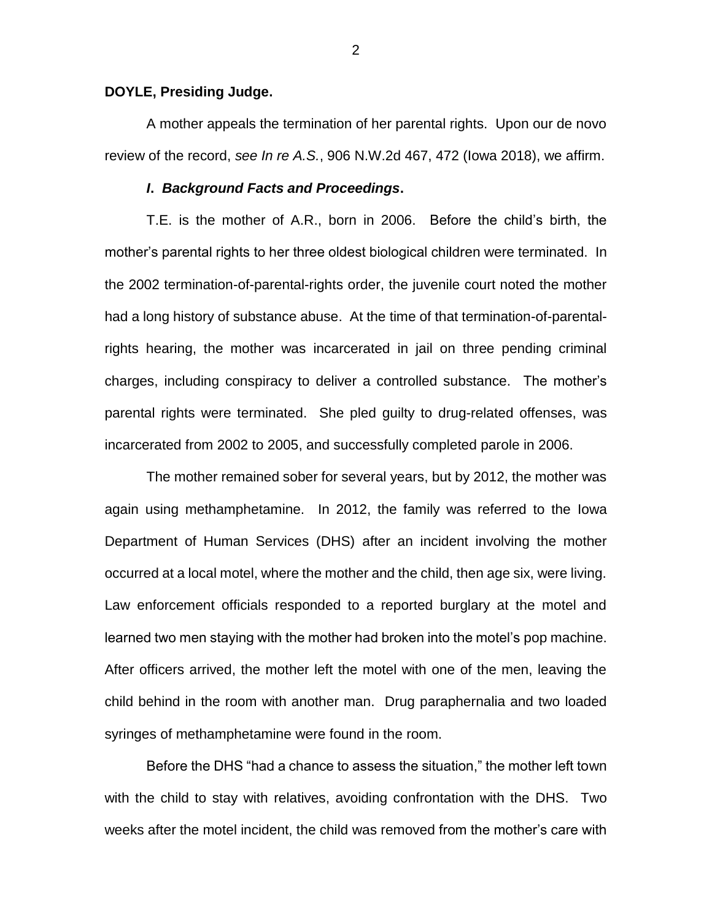**DOYLE, Presiding Judge.**

A mother appeals the termination of her parental rights. Upon our de novo review of the record, *see In re A.S.*, 906 N.W.2d 467, 472 (Iowa 2018), we affirm.

### *I. Background Facts and Proceedings*.

T.E. is the mother of A.R., born in 2006. Before the child's birth, the mother's parental rights to her three oldest biological children were terminated. In the 2002 termination-of-parental-rights order, the juvenile court noted the mother had a long history of substance abuse. At the time of that termination-of-parental-rights hearing, the mother was incarcerated in jail on three pending criminal charges, including conspiracy to deliver a controlled substance. The mother's parental rights were terminated. She pled guilty to drug-related offenses, was incarcerated from 2002 to 2005, and successfully completed parole in 2006.

The mother remained sober for several years, but by 2012, the mother was again using methamphetamine. In 2012, the family was referred to the Iowa Department of Human Services (DHS) after an incident involving the mother occurred at a local motel, where the mother and the child, then age six, were living. Law enforcement officials responded to a reported burglary at the motel and learned two men staying with the mother had broken into the motel's pop machine. After officers arrived, the mother left the motel with one of the men, leaving the child behind in the room with another man. Drug paraphernalia and two loaded syringes of methamphetamine were found in the room.

Before the DHS "had a chance to assess the situation," the mother left town with the child to stay with relatives, avoiding confrontation with the DHS. Two weeks after the motel incident, the child was removed from the mother's care with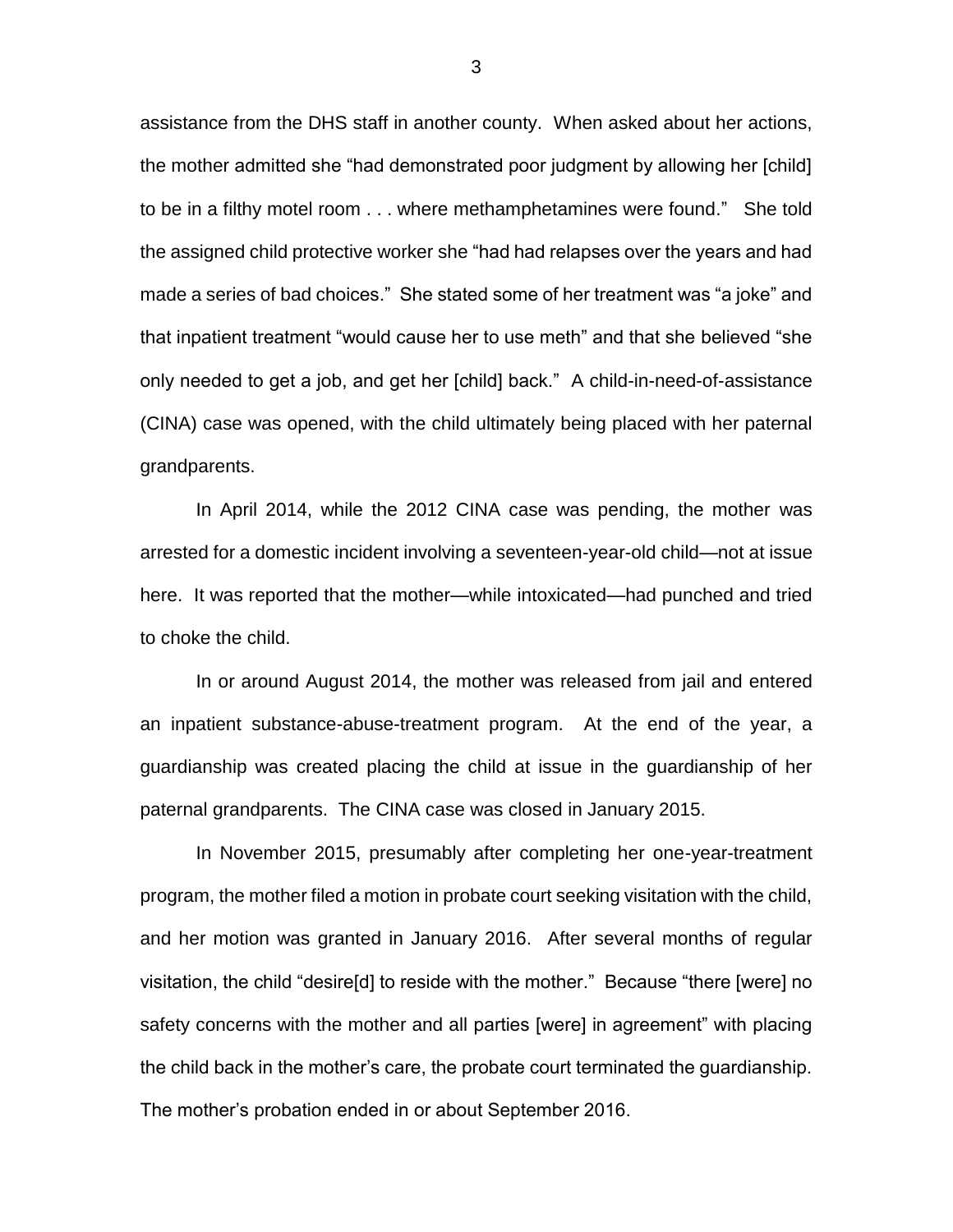assistance from the DHS staff in another county. When asked about her actions, the mother admitted she "had demonstrated poor judgment by allowing her [child] to be in a filthy motel room . . . where methamphetamines were found." She told the assigned child protective worker she "had had relapses over the years and had made a series of bad choices." She stated some of her treatment was "a joke" and that inpatient treatment "would cause her to use meth" and that she believed "she only needed to get a job, and get her [child] back." A child-in-need-of-assistance (CINA) case was opened, with the child ultimately being placed with her paternal grandparents.

In April 2014, while the 2012 CINA case was pending, the mother was arrested for a domestic incident involving a seventeen-year-old child—not at issue here. It was reported that the mother—while intoxicated—had punched and tried to choke the child.

In or around August 2014, the mother was released from jail and entered an inpatient substance-abuse-treatment program. At the end of the year, a guardianship was created placing the child at issue in the guardianship of her paternal grandparents. The CINA case was closed in January 2015.

In November 2015, presumably after completing her one-year-treatment program, the mother filed a motion in probate court seeking visitation with the child, and her motion was granted in January 2016. After several months of regular visitation, the child "desire[d] to reside with the mother." Because "there [were] no safety concerns with the mother and all parties [were] in agreement" with placing the child back in the mother's care, the probate court terminated the guardianship. The mother's probation ended in or about September 2016.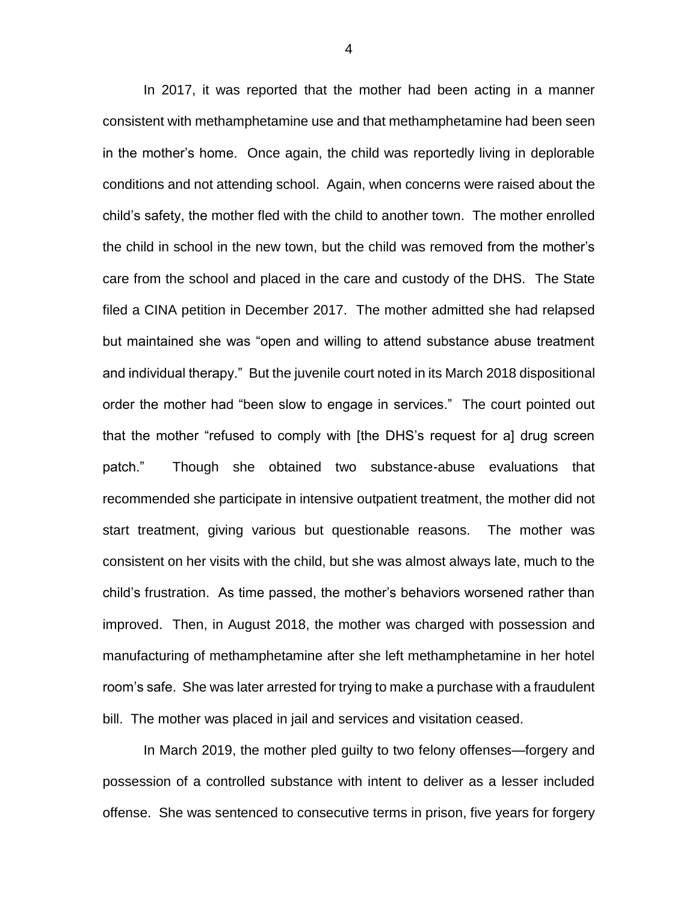In 2017, it was reported that the mother had been acting in a manner consistent with methamphetamine use and that methamphetamine had been seen in the mother's home. Once again, the child was reportedly living in deplorable conditions and not attending school. Again, when concerns were raised about the child's safety, the mother fled with the child to another town. The mother enrolled the child in school in the new town, but the child was removed from the mother's care from the school and placed in the care and custody of the DHS. The State filed a CINA petition in December 2017. The mother admitted she had relapsed but maintained she was "open and willing to attend substance abuse treatment and individual therapy." But the juvenile court noted in its March 2018 dispositional order the mother had "been slow to engage in services." The court pointed out that the mother "refused to comply with [the DHS's request for a] drug screen patch." Though she obtained two substance-abuse evaluations that recommended she participate in intensive outpatient treatment, the mother did not start treatment, giving various but questionable reasons. The mother was consistent on her visits with the child, but she was almost always late, much to the child's frustration. As time passed, the mother's behaviors worsened rather than improved. Then, in August 2018, the mother was charged with possession and manufacturing of methamphetamine after she left methamphetamine in her hotel room's safe. She was later arrested for trying to make a purchase with a fraudulent bill. The mother was placed in jail and services and visitation ceased.

In March 2019, the mother pled guilty to two felony offenses—forgery and possession of a controlled substance with intent to deliver as a lesser included offense. She was sentenced to consecutive terms in prison, five years for forgery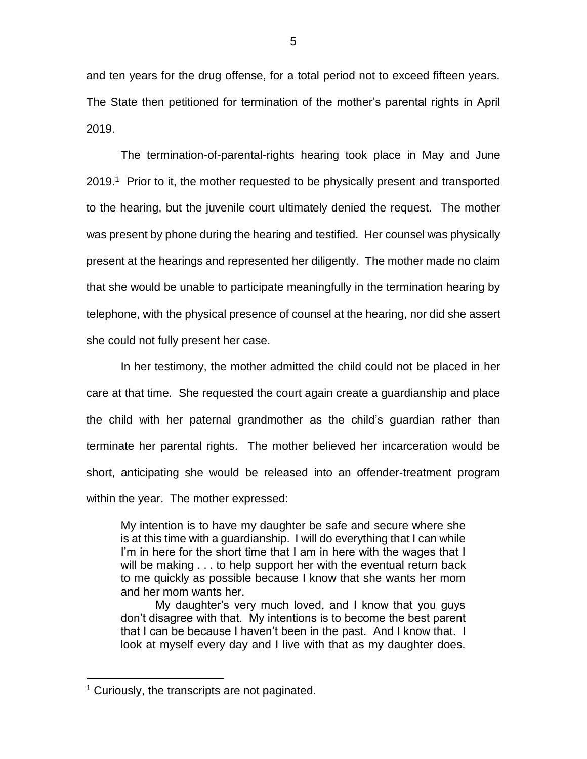and ten years for the drug offense, for a total period not to exceed fifteen years. The State then petitioned for termination of the mother's parental rights in April 2019.

The termination-of-parental-rights hearing took place in May and June 2019.[1] Prior to it, the mother requested to be physically present and transported to the hearing, but the juvenile court ultimately denied the request. The mother was present by phone during the hearing and testified. Her counsel was physically present at the hearings and represented her diligently. The mother made no claim that she would be unable to participate meaningfully in the termination hearing by telephone, with the physical presence of counsel at the hearing, nor did she assert she could not fully present her case.

In her testimony, the mother admitted the child could not be placed in her care at that time. She requested the court again create a guardianship and place the child with her paternal grandmother as the child's guardian rather than terminate her parental rights. The mother believed her incarceration would be short, anticipating she would be released into an offender-treatment program within the year. The mother expressed:

> My intention is to have my daughter be safe and secure where she is at this time with a guardianship. I will do everything that I can while I'm in here for the short time that I am in here with the wages that I will be making . . . to help support her with the eventual return back to me quickly as possible because I know that she wants her mom and her mom wants her.
>
> My daughter's very much loved, and I know that you guys don't disagree with that. My intentions is to become the best parent that I can be because I haven't been in the past. And I know that. I look at myself every day and I live with that as my daughter does.

[1] Curiously, the transcripts are not paginated.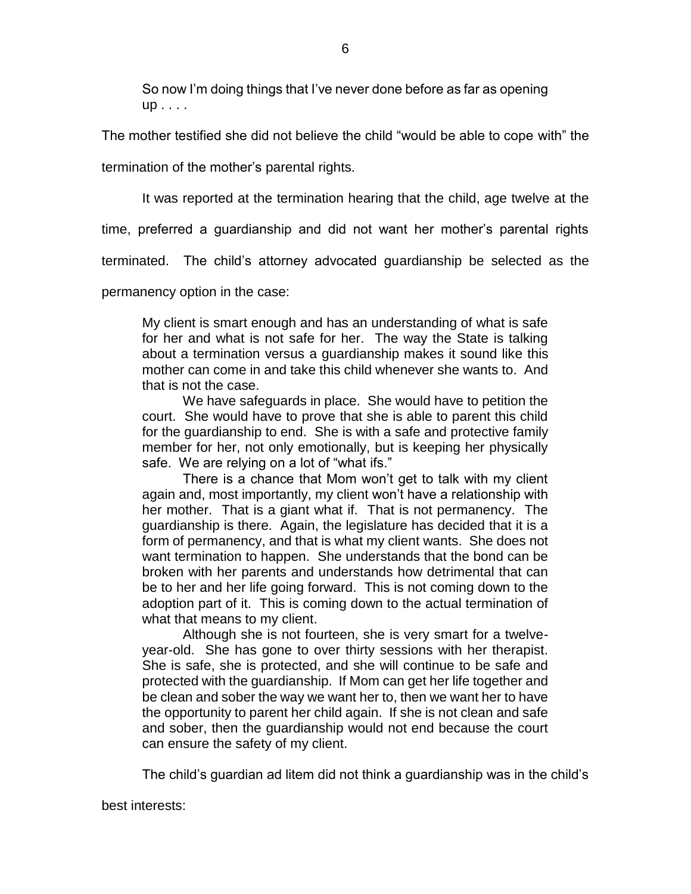> So now I'm doing things that I've never done before as far as opening up . . . .

The mother testified she did not believe the child "would be able to cope with" the termination of the mother's parental rights.

It was reported at the termination hearing that the child, age twelve at the time, preferred a guardianship and did not want her mother's parental rights terminated. The child's attorney advocated guardianship be selected as the permanency option in the case:

> My client is smart enough and has an understanding of what is safe for her and what is not safe for her. The way the State is talking about a termination versus a guardianship makes it sound like this mother can come in and take this child whenever she wants to. And that is not the case.
>
> We have safeguards in place. She would have to petition the court. She would have to prove that she is able to parent this child for the guardianship to end. She is with a safe and protective family member for her, not only emotionally, but is keeping her physically safe. We are relying on a lot of "what ifs."
>
> There is a chance that Mom won't get to talk with my client again and, most importantly, my client won't have a relationship with her mother. That is a giant what if. That is not permanency. The guardianship is there. Again, the legislature has decided that it is a form of permanency, and that is what my client wants. She does not want termination to happen. She understands that the bond can be broken with her parents and understands how detrimental that can be to her and her life going forward. This is not coming down to the adoption part of it. This is coming down to the actual termination of what that means to my client.
>
> Although she is not fourteen, she is very smart for a twelve-year-old. She has gone to over thirty sessions with her therapist. She is safe, she is protected, and she will continue to be safe and protected with the guardianship. If Mom can get her life together and be clean and sober the way we want her to, then we want her to have the opportunity to parent her child again. If she is not clean and safe and sober, then the guardianship would not end because the court can ensure the safety of my client.

The child's guardian ad litem did not think a guardianship was in the child's best interests: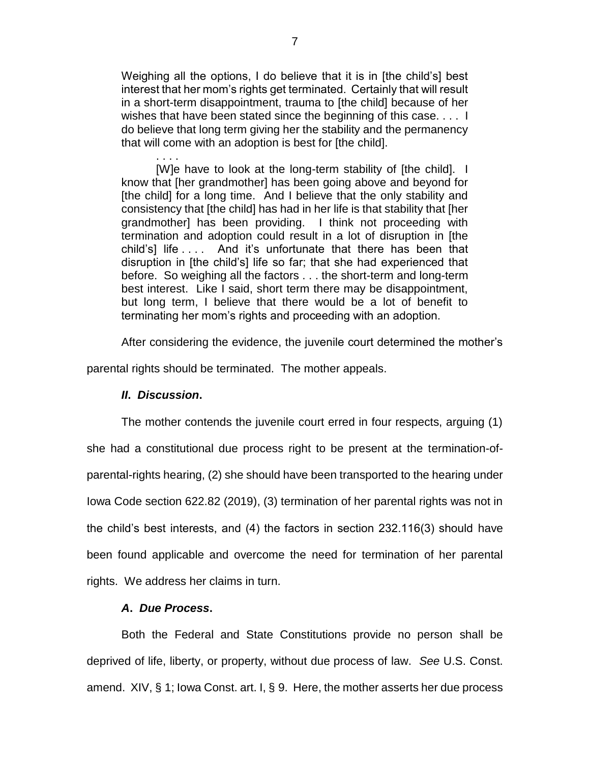> Weighing all the options, I do believe that it is in [the child's] best interest that her mom's rights get terminated. Certainly that will result in a short-term disappointment, trauma to [the child] because of her wishes that have been stated since the beginning of this case. . . . I do believe that long term giving her the stability and the permanency that will come with an adoption is best for [the child].
>
> . . . .
>
> [W]e have to look at the long-term stability of [the child]. I know that [her grandmother] has been going above and beyond for [the child] for a long time. And I believe that the only stability and consistency that [the child] has had in her life is that stability that [her grandmother] has been providing. I think not proceeding with termination and adoption could result in a lot of disruption in [the child's] life . . . . And it's unfortunate that there has been that disruption in [the child's] life so far; that she had experienced that before. So weighing all the factors . . . the short-term and long-term best interest. Like I said, short term there may be disappointment, but long term, I believe that there would be a lot of benefit to terminating her mom's rights and proceeding with an adoption.

After considering the evidence, the juvenile court determined the mother's parental rights should be terminated. The mother appeals.

### ***II. Discussion.***

The mother contends the juvenile court erred in four respects, arguing (1) she had a constitutional due process right to be present at the termination-of-parental-rights hearing, (2) she should have been transported to the hearing under Iowa Code section 622.82 (2019), (3) termination of her parental rights was not in the child's best interests, and (4) the factors in section 232.116(3) should have been found applicable and overcome the need for termination of her parental rights. We address her claims in turn.

#### ***A. Due Process.***

Both the Federal and State Constitutions provide no person shall be deprived of life, liberty, or property, without due process of law. *See* U.S. Const. amend. XIV, § 1; Iowa Const. art. I, § 9. Here, the mother asserts her due process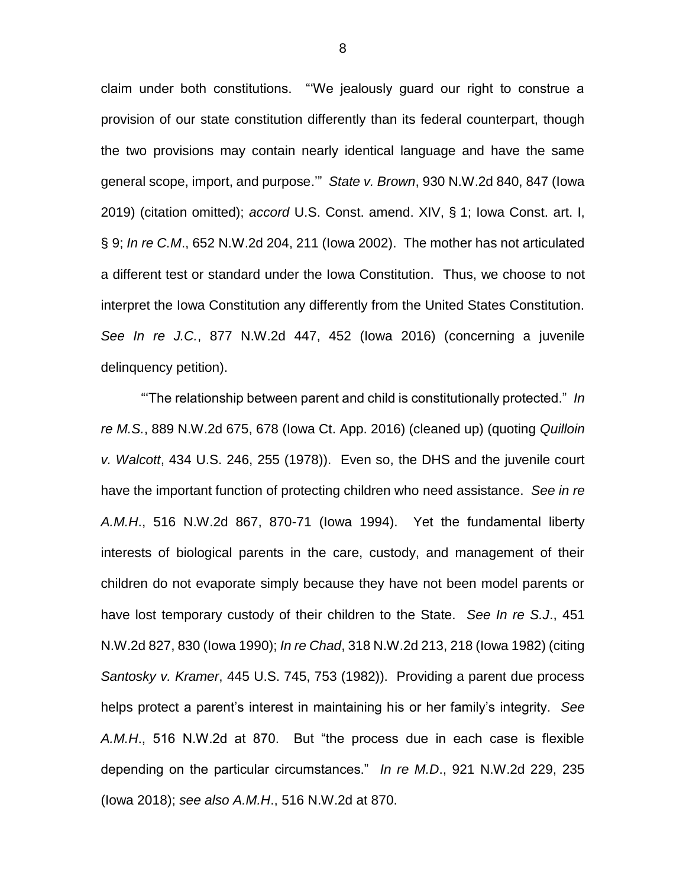claim under both constitutions. "'We jealously guard our right to construe a provision of our state constitution differently than its federal counterpart, though the two provisions may contain nearly identical language and have the same general scope, import, and purpose.'" *State v. Brown*, 930 N.W.2d 840, 847 (Iowa 2019) (citation omitted); *accord* U.S. Const. amend. XIV, § 1; Iowa Const. art. I, § 9; *In re C.M*., 652 N.W.2d 204, 211 (Iowa 2002). The mother has not articulated a different test or standard under the Iowa Constitution. Thus, we choose to not interpret the Iowa Constitution any differently from the United States Constitution. *See In re J.C.*, 877 N.W.2d 447, 452 (Iowa 2016) (concerning a juvenile delinquency petition).

"'The relationship between parent and child is constitutionally protected." *In re M.S.*, 889 N.W.2d 675, 678 (Iowa Ct. App. 2016) (cleaned up) (quoting *Quilloin v. Walcott*, 434 U.S. 246, 255 (1978)). Even so, the DHS and the juvenile court have the important function of protecting children who need assistance. *See in re A.M.H*., 516 N.W.2d 867, 870-71 (Iowa 1994). Yet the fundamental liberty interests of biological parents in the care, custody, and management of their children do not evaporate simply because they have not been model parents or have lost temporary custody of their children to the State. *See In re S.J*., 451 N.W.2d 827, 830 (Iowa 1990); *In re Chad*, 318 N.W.2d 213, 218 (Iowa 1982) (citing *Santosky v. Kramer*, 445 U.S. 745, 753 (1982)). Providing a parent due process helps protect a parent's interest in maintaining his or her family's integrity. *See A.M.H*., 516 N.W.2d at 870. But "the process due in each case is flexible depending on the particular circumstances." *In re M.D*., 921 N.W.2d 229, 235 (Iowa 2018); *see also A.M.H*., 516 N.W.2d at 870.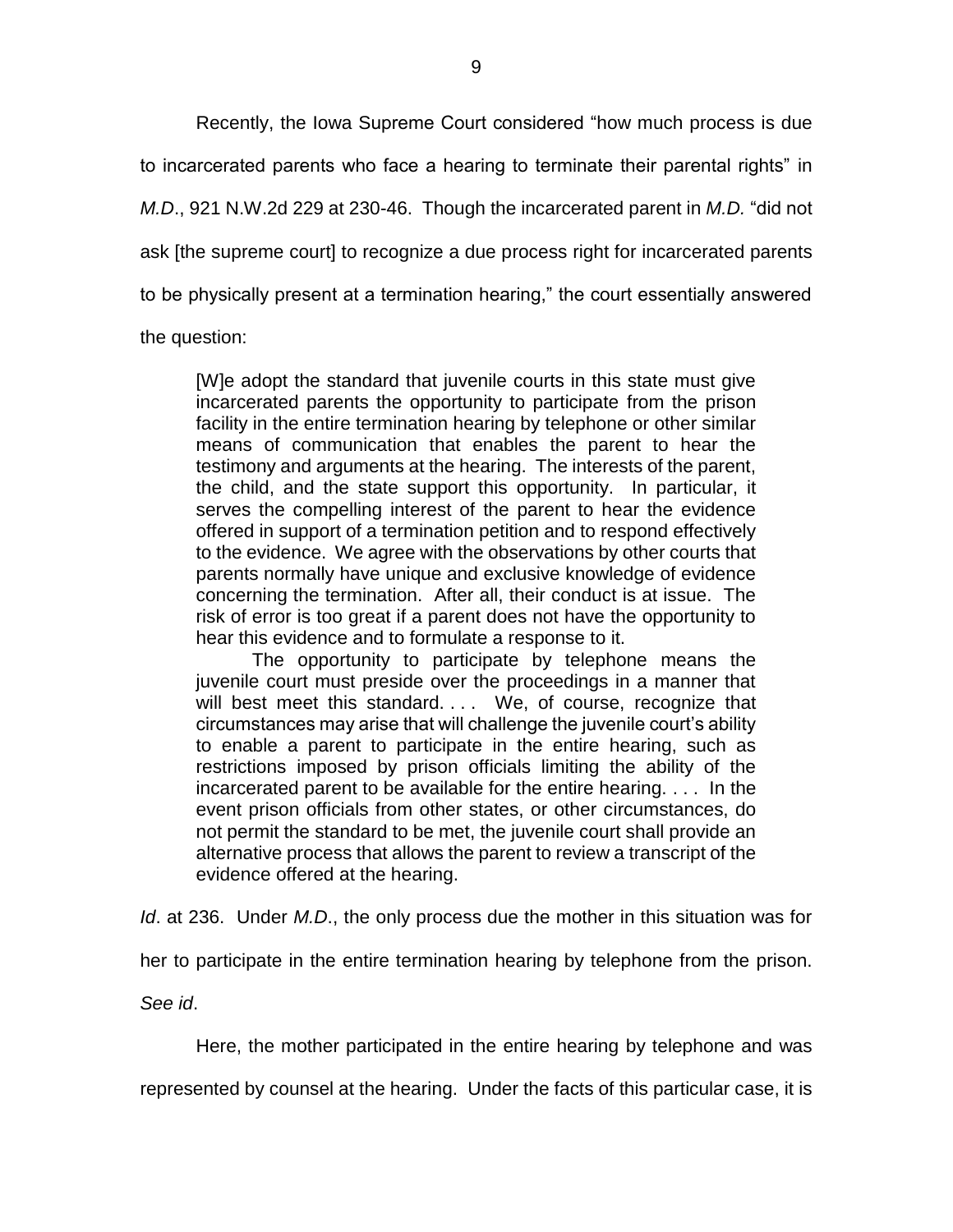Recently, the Iowa Supreme Court considered "how much process is due to incarcerated parents who face a hearing to terminate their parental rights" in *M.D.*, 921 N.W.2d 229 at 230-46. Though the incarcerated parent in *M.D.* "did not ask [the supreme court] to recognize a due process right for incarcerated parents to be physically present at a termination hearing," the court essentially answered the question:

> [W]e adopt the standard that juvenile courts in this state must give incarcerated parents the opportunity to participate from the prison facility in the entire termination hearing by telephone or other similar means of communication that enables the parent to hear the testimony and arguments at the hearing. The interests of the parent, the child, and the state support this opportunity. In particular, it serves the compelling interest of the parent to hear the evidence offered in support of a termination petition and to respond effectively to the evidence. We agree with the observations by other courts that parents normally have unique and exclusive knowledge of evidence concerning the termination. After all, their conduct is at issue. The risk of error is too great if a parent does not have the opportunity to hear this evidence and to formulate a response to it.
>
> The opportunity to participate by telephone means the juvenile court must preside over the proceedings in a manner that will best meet this standard. . . . We, of course, recognize that circumstances may arise that will challenge the juvenile court's ability to enable a parent to participate in the entire hearing, such as restrictions imposed by prison officials limiting the ability of the incarcerated parent to be available for the entire hearing. . . . In the event prison officials from other states, or other circumstances, do not permit the standard to be met, the juvenile court shall provide an alternative process that allows the parent to review a transcript of the evidence offered at the hearing.

*Id*. at 236. Under *M.D*., the only process due the mother in this situation was for her to participate in the entire termination hearing by telephone from the prison. *See id*.

Here, the mother participated in the entire hearing by telephone and was represented by counsel at the hearing. Under the facts of this particular case, it is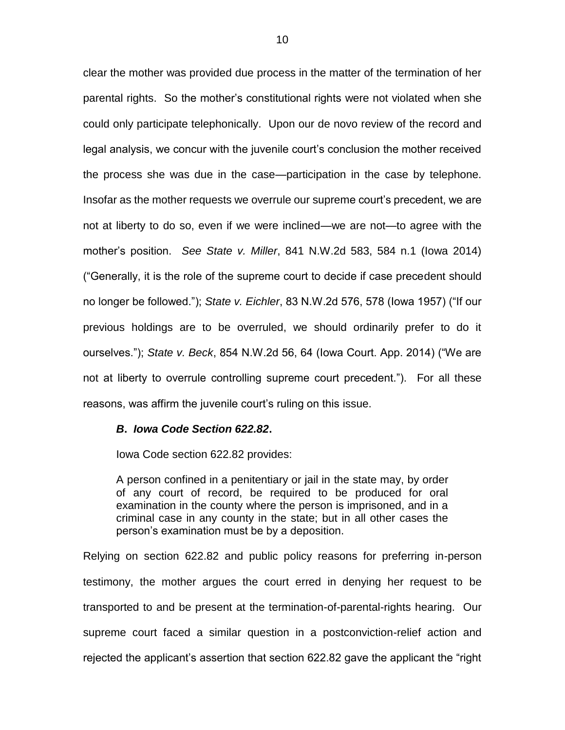clear the mother was provided due process in the matter of the termination of her parental rights. So the mother's constitutional rights were not violated when she could only participate telephonically. Upon our de novo review of the record and legal analysis, we concur with the juvenile court's conclusion the mother received the process she was due in the case—participation in the case by telephone. Insofar as the mother requests we overrule our supreme court's precedent, we are not at liberty to do so, even if we were inclined—we are not—to agree with the mother's position. *See State v. Miller*, 841 N.W.2d 583, 584 n.1 (Iowa 2014) ("Generally, it is the role of the supreme court to decide if case precedent should no longer be followed."); *State v. Eichler*, 83 N.W.2d 576, 578 (Iowa 1957) ("If our previous holdings are to be overruled, we should ordinarily prefer to do it ourselves."); *State v. Beck*, 854 N.W.2d 56, 64 (Iowa Court. App. 2014) ("We are not at liberty to overrule controlling supreme court precedent."). For all these reasons, was affirm the juvenile court's ruling on this issue.

***B. Iowa Code Section 622.82.***

Iowa Code section 622.82 provides:

> A person confined in a penitentiary or jail in the state may, by order of any court of record, be required to be produced for oral examination in the county where the person is imprisoned, and in a criminal case in any county in the state; but in all other cases the person's examination must be by a deposition.

Relying on section 622.82 and public policy reasons for preferring in-person testimony, the mother argues the court erred in denying her request to be transported to and be present at the termination-of-parental-rights hearing. Our supreme court faced a similar question in a postconviction-relief action and rejected the applicant's assertion that section 622.82 gave the applicant the "right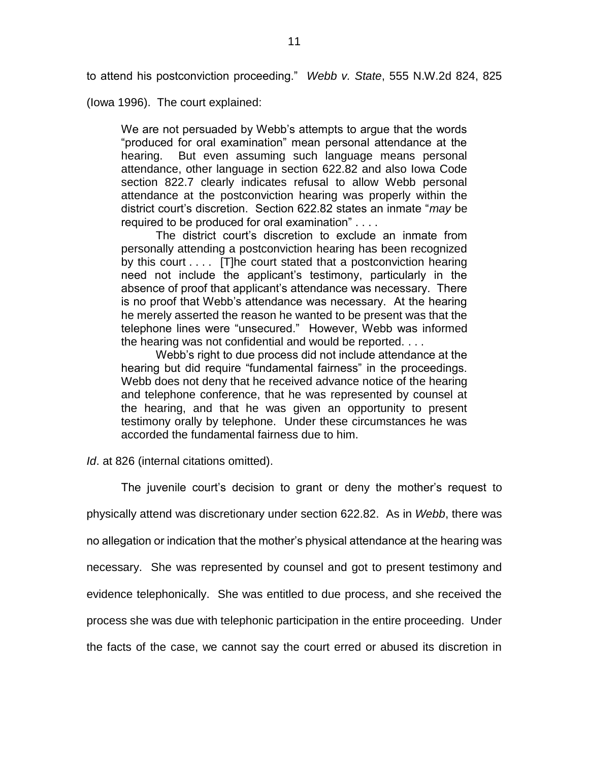to attend his postconviction proceeding." *Webb v. State*, 555 N.W.2d 824, 825 (Iowa 1996). The court explained:

> We are not persuaded by Webb's attempts to argue that the words "produced for oral examination" mean personal attendance at the hearing. But even assuming such language means personal attendance, other language in section 622.82 and also Iowa Code section 822.7 clearly indicates refusal to allow Webb personal attendance at the postconviction hearing was properly within the district court's discretion. Section 622.82 states an inmate "*may* be required to be produced for oral examination" . . . .
>
> The district court's discretion to exclude an inmate from personally attending a postconviction hearing has been recognized by this court . . . . [T]he court stated that a postconviction hearing need not include the applicant's testimony, particularly in the absence of proof that applicant's attendance was necessary. There is no proof that Webb's attendance was necessary. At the hearing he merely asserted the reason he wanted to be present was that the telephone lines were "unsecured." However, Webb was informed the hearing was not confidential and would be reported. . . .
>
> Webb's right to due process did not include attendance at the hearing but did require "fundamental fairness" in the proceedings. Webb does not deny that he received advance notice of the hearing and telephone conference, that he was represented by counsel at the hearing, and that he was given an opportunity to present testimony orally by telephone. Under these circumstances he was accorded the fundamental fairness due to him.

*Id*. at 826 (internal citations omitted).

The juvenile court's decision to grant or deny the mother's request to physically attend was discretionary under section 622.82. As in *Webb*, there was no allegation or indication that the mother's physical attendance at the hearing was necessary. She was represented by counsel and got to present testimony and evidence telephonically. She was entitled to due process, and she received the process she was due with telephonic participation in the entire proceeding. Under the facts of the case, we cannot say the court erred or abused its discretion in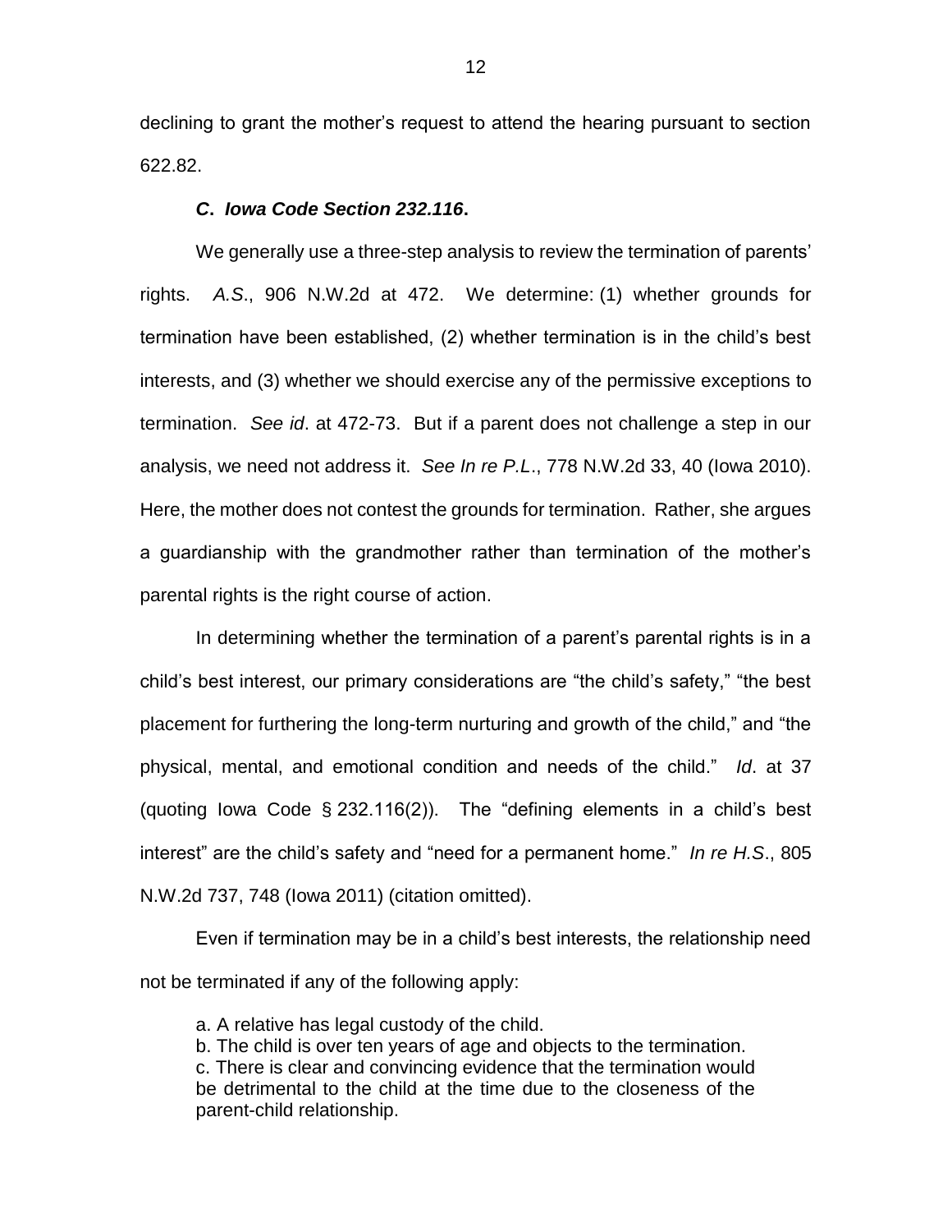declining to grant the mother's request to attend the hearing pursuant to section 622.82.

### ***C. Iowa Code Section 232.116*.**

We generally use a three-step analysis to review the termination of parents' rights. *A.S.*, 906 N.W.2d at 472. We determine: (1) whether grounds for termination have been established, (2) whether termination is in the child's best interests, and (3) whether we should exercise any of the permissive exceptions to termination. *See id*. at 472-73. But if a parent does not challenge a step in our analysis, we need not address it. *See In re P.L*., 778 N.W.2d 33, 40 (Iowa 2010). Here, the mother does not contest the grounds for termination. Rather, she argues a guardianship with the grandmother rather than termination of the mother's parental rights is the right course of action.

In determining whether the termination of a parent's parental rights is in a child's best interest, our primary considerations are "the child's safety," "the best placement for furthering the long-term nurturing and growth of the child," and "the physical, mental, and emotional condition and needs of the child." *Id*. at 37 (quoting Iowa Code § 232.116(2)). The "defining elements in a child's best interest" are the child's safety and "need for a permanent home." *In re H.S*., 805 N.W.2d 737, 748 (Iowa 2011) (citation omitted).

Even if termination may be in a child's best interests, the relationship need not be terminated if any of the following apply:

> a. A relative has legal custody of the child.
> b. The child is over ten years of age and objects to the termination.
> c. There is clear and convincing evidence that the termination would be detrimental to the child at the time due to the closeness of the parent-child relationship.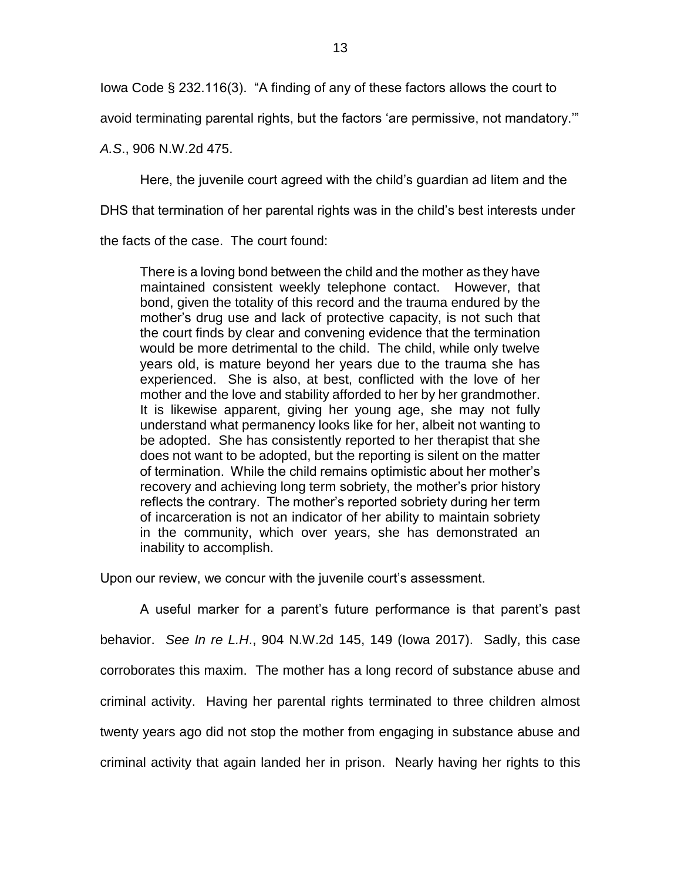Iowa Code § 232.116(3). "A finding of any of these factors allows the court to avoid terminating parental rights, but the factors 'are permissive, not mandatory.'" *A.S*., 906 N.W.2d 475.

Here, the juvenile court agreed with the child's guardian ad litem and the DHS that termination of her parental rights was in the child's best interests under the facts of the case. The court found:

> There is a loving bond between the child and the mother as they have maintained consistent weekly telephone contact. However, that bond, given the totality of this record and the trauma endured by the mother's drug use and lack of protective capacity, is not such that the court finds by clear and convening evidence that the termination would be more detrimental to the child. The child, while only twelve years old, is mature beyond her years due to the trauma she has experienced. She is also, at best, conflicted with the love of her mother and the love and stability afforded to her by her grandmother. It is likewise apparent, giving her young age, she may not fully understand what permanency looks like for her, albeit not wanting to be adopted. She has consistently reported to her therapist that she does not want to be adopted, but the reporting is silent on the matter of termination. While the child remains optimistic about her mother's recovery and achieving long term sobriety, the mother's prior history reflects the contrary. The mother's reported sobriety during her term of incarceration is not an indicator of her ability to maintain sobriety in the community, which over years, she has demonstrated an inability to accomplish.

Upon our review, we concur with the juvenile court's assessment.

A useful marker for a parent's future performance is that parent's past behavior. *See In re L.H*., 904 N.W.2d 145, 149 (Iowa 2017). Sadly, this case corroborates this maxim. The mother has a long record of substance abuse and criminal activity. Having her parental rights terminated to three children almost twenty years ago did not stop the mother from engaging in substance abuse and criminal activity that again landed her in prison. Nearly having her rights to this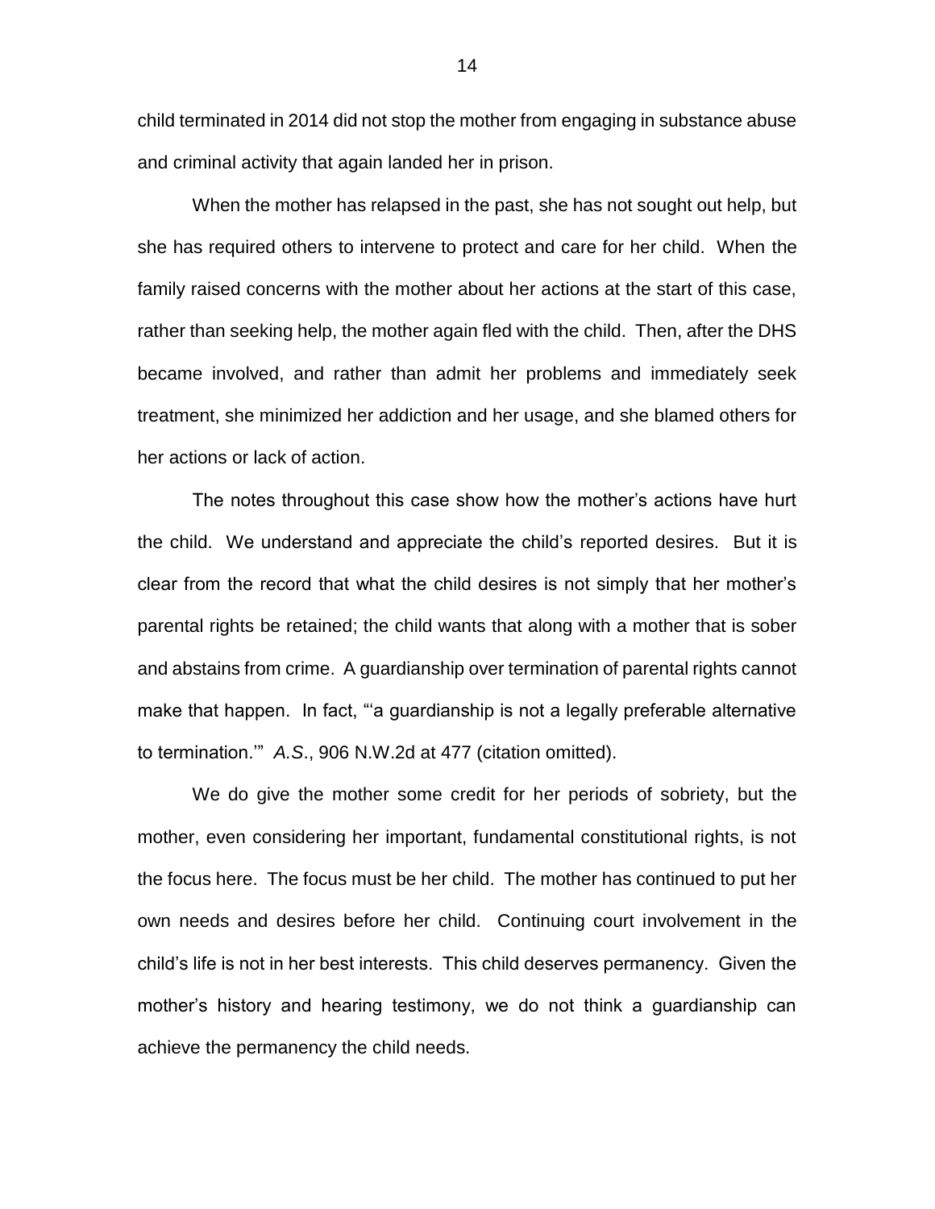child terminated in 2014 did not stop the mother from engaging in substance abuse and criminal activity that again landed her in prison.

When the mother has relapsed in the past, she has not sought out help, but she has required others to intervene to protect and care for her child. When the family raised concerns with the mother about her actions at the start of this case, rather than seeking help, the mother again fled with the child. Then, after the DHS became involved, and rather than admit her problems and immediately seek treatment, she minimized her addiction and her usage, and she blamed others for her actions or lack of action.

The notes throughout this case show how the mother's actions have hurt the child. We understand and appreciate the child's reported desires. But it is clear from the record that what the child desires is not simply that her mother's parental rights be retained; the child wants that along with a mother that is sober and abstains from crime. A guardianship over termination of parental rights cannot make that happen. In fact, "'a guardianship is not a legally preferable alternative to termination.'" *A.S.*, 906 N.W.2d at 477 (citation omitted).

We do give the mother some credit for her periods of sobriety, but the mother, even considering her important, fundamental constitutional rights, is not the focus here. The focus must be her child. The mother has continued to put her own needs and desires before her child. Continuing court involvement in the child's life is not in her best interests. This child deserves permanency. Given the mother's history and hearing testimony, we do not think a guardianship can achieve the permanency the child needs.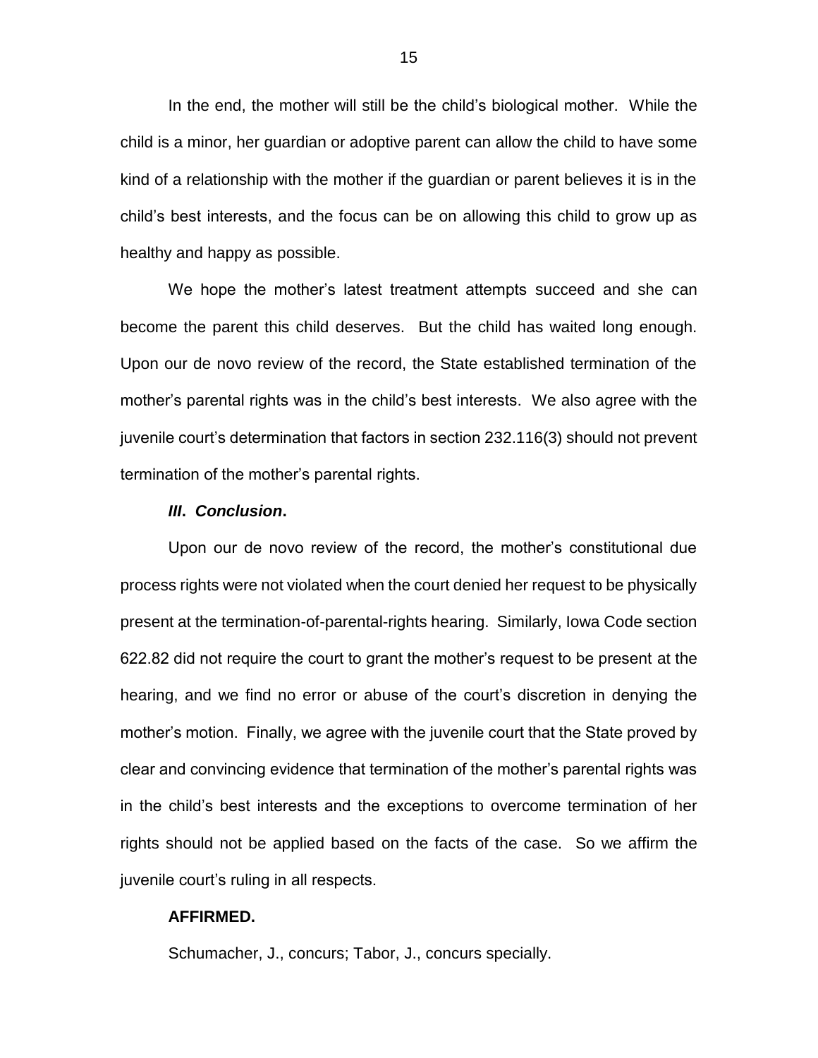In the end, the mother will still be the child's biological mother. While the child is a minor, her guardian or adoptive parent can allow the child to have some kind of a relationship with the mother if the guardian or parent believes it is in the child's best interests, and the focus can be on allowing this child to grow up as healthy and happy as possible.

We hope the mother's latest treatment attempts succeed and she can become the parent this child deserves. But the child has waited long enough. Upon our de novo review of the record, the State established termination of the mother's parental rights was in the child's best interests. We also agree with the juvenile court's determination that factors in section 232.116(3) should not prevent termination of the mother's parental rights.

### ***III. Conclusion.***

Upon our de novo review of the record, the mother's constitutional due process rights were not violated when the court denied her request to be physically present at the termination-of-parental-rights hearing. Similarly, Iowa Code section 622.82 did not require the court to grant the mother's request to be present at the hearing, and we find no error or abuse of the court's discretion in denying the mother's motion. Finally, we agree with the juvenile court that the State proved by clear and convincing evidence that termination of the mother's parental rights was in the child's best interests and the exceptions to overcome termination of her rights should not be applied based on the facts of the case. So we affirm the juvenile court's ruling in all respects.

**AFFIRMED.**

Schumacher, J., concurs; Tabor, J., concurs specially.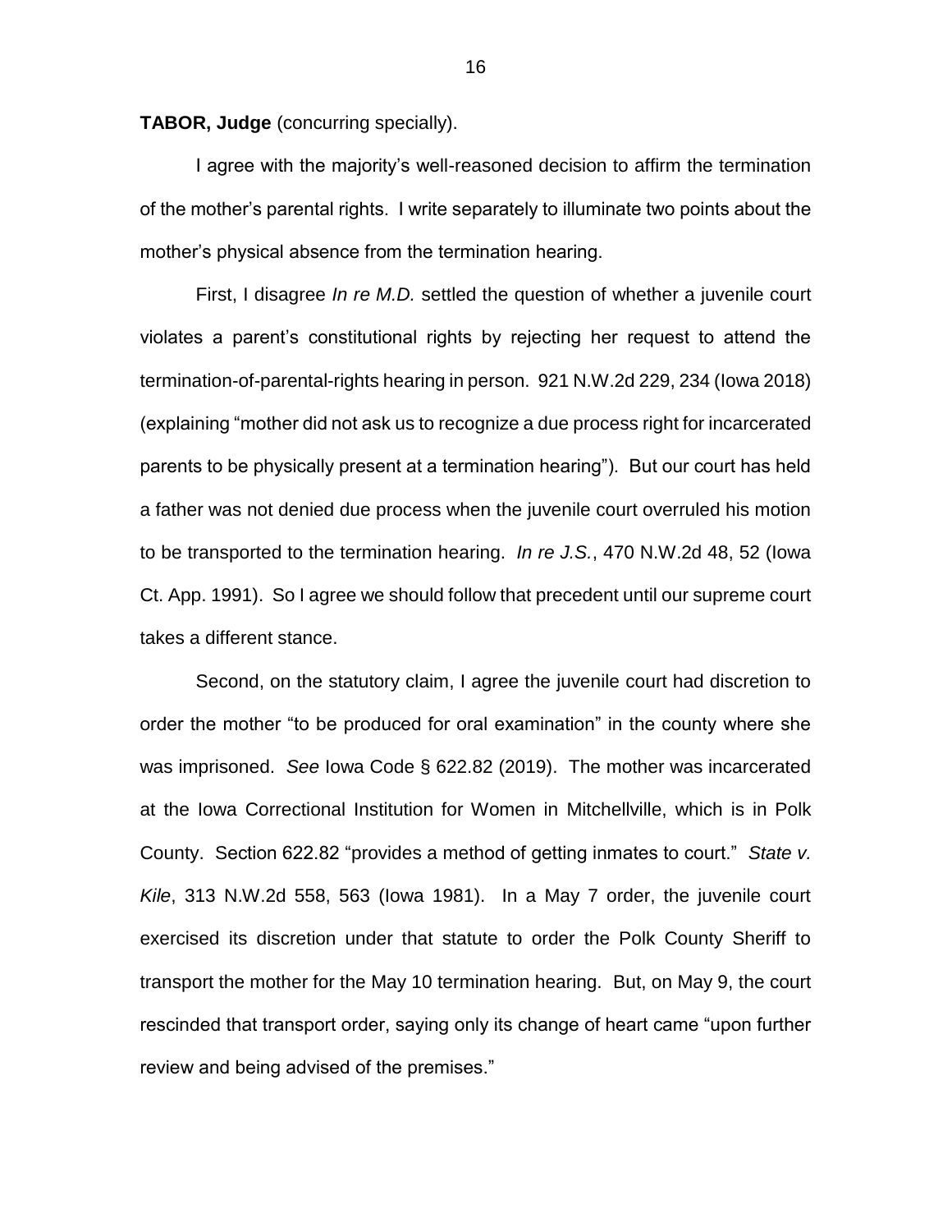**TABOR, Judge** (concurring specially).

I agree with the majority's well-reasoned decision to affirm the termination of the mother's parental rights. I write separately to illuminate two points about the mother's physical absence from the termination hearing.

First, I disagree *In re M.D.* settled the question of whether a juvenile court violates a parent's constitutional rights by rejecting her request to attend the termination-of-parental-rights hearing in person. 921 N.W.2d 229, 234 (Iowa 2018) (explaining "mother did not ask us to recognize a due process right for incarcerated parents to be physically present at a termination hearing"). But our court has held a father was not denied due process when the juvenile court overruled his motion to be transported to the termination hearing. *In re J.S.*, 470 N.W.2d 48, 52 (Iowa Ct. App. 1991). So I agree we should follow that precedent until our supreme court takes a different stance.

Second, on the statutory claim, I agree the juvenile court had discretion to order the mother "to be produced for oral examination" in the county where she was imprisoned. *See* Iowa Code § 622.82 (2019). The mother was incarcerated at the Iowa Correctional Institution for Women in Mitchellville, which is in Polk County. Section 622.82 "provides a method of getting inmates to court." *State v. Kile*, 313 N.W.2d 558, 563 (Iowa 1981). In a May 7 order, the juvenile court exercised its discretion under that statute to order the Polk County Sheriff to transport the mother for the May 10 termination hearing. But, on May 9, the court rescinded that transport order, saying only its change of heart came "upon further review and being advised of the premises."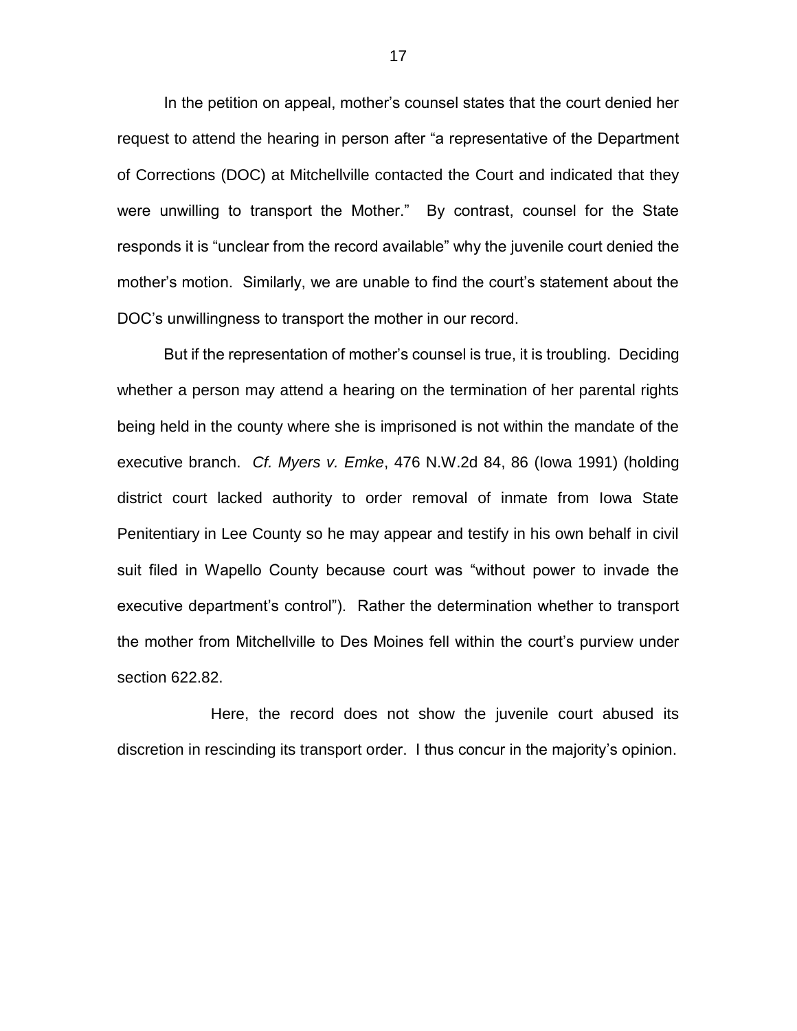In the petition on appeal, mother's counsel states that the court denied her request to attend the hearing in person after "a representative of the Department of Corrections (DOC) at Mitchellville contacted the Court and indicated that they were unwilling to transport the Mother." By contrast, counsel for the State responds it is "unclear from the record available" why the juvenile court denied the mother's motion. Similarly, we are unable to find the court's statement about the DOC's unwillingness to transport the mother in our record.

But if the representation of mother's counsel is true, it is troubling. Deciding whether a person may attend a hearing on the termination of her parental rights being held in the county where she is imprisoned is not within the mandate of the executive branch. *Cf. Myers v. Emke*, 476 N.W.2d 84, 86 (Iowa 1991) (holding district court lacked authority to order removal of inmate from Iowa State Penitentiary in Lee County so he may appear and testify in his own behalf in civil suit filed in Wapello County because court was "without power to invade the executive department's control"). Rather the determination whether to transport the mother from Mitchellville to Des Moines fell within the court's purview under section 622.82.

Here, the record does not show the juvenile court abused its discretion in rescinding its transport order. I thus concur in the majority's opinion.